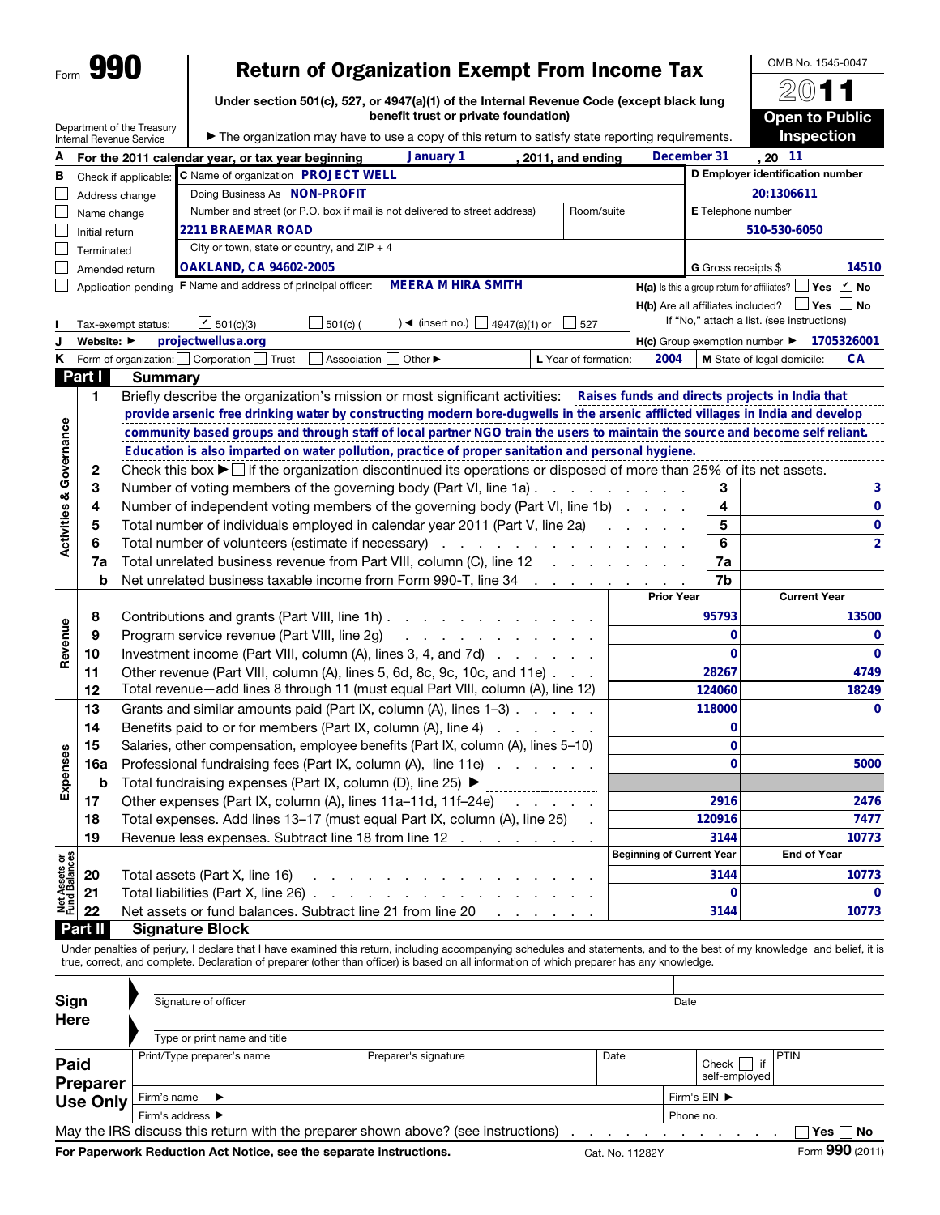Form **990**

# Return of Organization Exempt From Income Tax

**Under section 501(c), 527, or 4947(a)(1) of the Internal Revenue Code (except black lung benefit trust or private foundation)**

Department of the Treasury
Internal Revenue Service

▶ The organization may have to use a copy of this return to satisfy state reporting requirements.

OMB No. 1545-0047

**2011**

**Open to Public Inspection**

**A** For the 2011 calendar year, or tax year beginning **January 1**, 2011, and ending **December 31**, 20 **11**

**B** Check if applicable:
- ☐ Address change
- ☐ Name change
- ☐ Initial return
- ☐ Terminated
- ☐ Amended return
- ☐ Application pending

**C** Name of organization **PROJECT WELL**

Doing Business As **NON-PROFIT**

Number and street (or P.O. box if mail is not delivered to street address) **2211 BRAEMAR ROAD** Room/suite

City or town, state or country, and ZIP + 4 **OAKLAND, CA 94602-2005**

**D** Employer identification number **20:1306611**

**E** Telephone number **510-530-6050**

**G** Gross receipts $ **14510**

**F** Name and address of principal officer: **MEERA M HIRA SMITH**

**H(a)** Is this a group return for affiliates? ☐ Yes ☑ No

**H(b)** Are all affiliates included? ☐ Yes ☐ No
If "No," attach a list. (see instructions)

**I** Tax-exempt status: ☑ 501(c)(3) ☐ 501(c) ( ) ◄ (insert no.) ☐ 4947(a)(1) or ☐ 527

**J** Website: ▶ **projectwellusa.org**

**H(c)** Group exemption number ▶ **1705326001**

**K** Form of organization: ☐ Corporation ☐ Trust ☐ Association ☐ Other ▶

**L** Year of formation: **2004**

**M** State of legal domicile: **CA**

## Part I Summary

**Activities & Governance**

1 Briefly describe the organization's mission or most significant activities: **Raises funds and directs projects in India that provide arsenic free drinking water by constructing modern bore-dugwells in the arsenic afflicted villages in India and develop community based groups and through staff of local partner NGO train the users to maintain the source and become self reliant. Education is also imparted on water pollution, practice of proper sanitation and personal hygiene.**

2 Check this box ▶ ☐ if the organization discontinued its operations or disposed of more than 25% of its net assets.

| | | | |
|---|---|---|---|
| 3 | Number of voting members of the governing body (Part VI, line 1a) | 3 | 3 |
| 4 | Number of independent voting members of the governing body (Part VI, line 1b) | 4 | 0 |
| 5 | Total number of individuals employed in calendar year 2011 (Part V, line 2a) | 5 | 0 |
| 6 | Total number of volunteers (estimate if necessary) | 6 | 2 |
| 7a | Total unrelated business revenue from Part VIII, column (C), line 12 | 7a | |
| b | Net unrelated business taxable income from Form 990-T, line 34 | 7b | |

| | | Prior Year | Current Year |
|---|---|---|---|
| **Revenue** | | | |
| 8 | Contributions and grants (Part VIII, line 1h) | 95793 | 13500 |
| 9 | Program service revenue (Part VIII, line 2g) | 0 | 0 |
| 10 | Investment income (Part VIII, column (A), lines 3, 4, and 7d) | 0 | 0 |
| 11 | Other revenue (Part VIII, column (A), lines 5, 6d, 8c, 9c, 10c, and 11e) | 28267 | 4749 |
| 12 | Total revenue—add lines 8 through 11 (must equal Part VIII, column (A), line 12) | 124060 | 18249 |
| **Expenses** | | | |
| 13 | Grants and similar amounts paid (Part IX, column (A), lines 1–3) | 118000 | 0 |
| 14 | Benefits paid to or for members (Part IX, column (A), line 4) | 0 | |
| 15 | Salaries, other compensation, employee benefits (Part IX, column (A), lines 5–10) | 0 | |
| 16a | Professional fundraising fees (Part IX, column (A), line 11e) | 0 | 5000 |
| b | Total fundraising expenses (Part IX, column (D), line 25) ▶ | | |
| 17 | Other expenses (Part IX, column (A), lines 11a–11d, 11f–24e) | 2916 | 2476 |
| 18 | Total expenses. Add lines 13–17 (must equal Part IX, column (A), line 25) | 120916 | 7477 |
| 19 | Revenue less expenses. Subtract line 18 from line 12 | 3144 | 10773 |

| **Net Assets or Fund Balances** | | Beginning of Current Year | End of Year |
|---|---|---|---|
| 20 | Total assets (Part X, line 16) | 3144 | 10773 |
| 21 | Total liabilities (Part X, line 26) | 0 | 0 |
| 22 | Net assets or fund balances. Subtract line 21 from line 20 | 3144 | 10773 |

## Part II Signature Block

Under penalties of perjury, I declare that I have examined this return, including accompanying schedules and statements, and to the best of my knowledge and belief, it is true, correct, and complete. Declaration of preparer (other than officer) is based on all information of which preparer has any knowledge.

**Sign Here**

Signature of officer | Date

Type or print name and title

**Paid Preparer Use Only**

| Print/Type preparer's name | Preparer's signature | Date | Check ☐ if self-employed | PTIN |
|---|---|---|---|---|
| Firm's name ▶ | | | Firm's EIN ▶ | |
| Firm's address ▶ | | | Phone no. | |

May the IRS discuss this return with the preparer shown above? (see instructions) ☐ Yes ☐ No

**For Paperwork Reduction Act Notice, see the separate instructions.** Cat. No. 11282Y Form **990** (2011)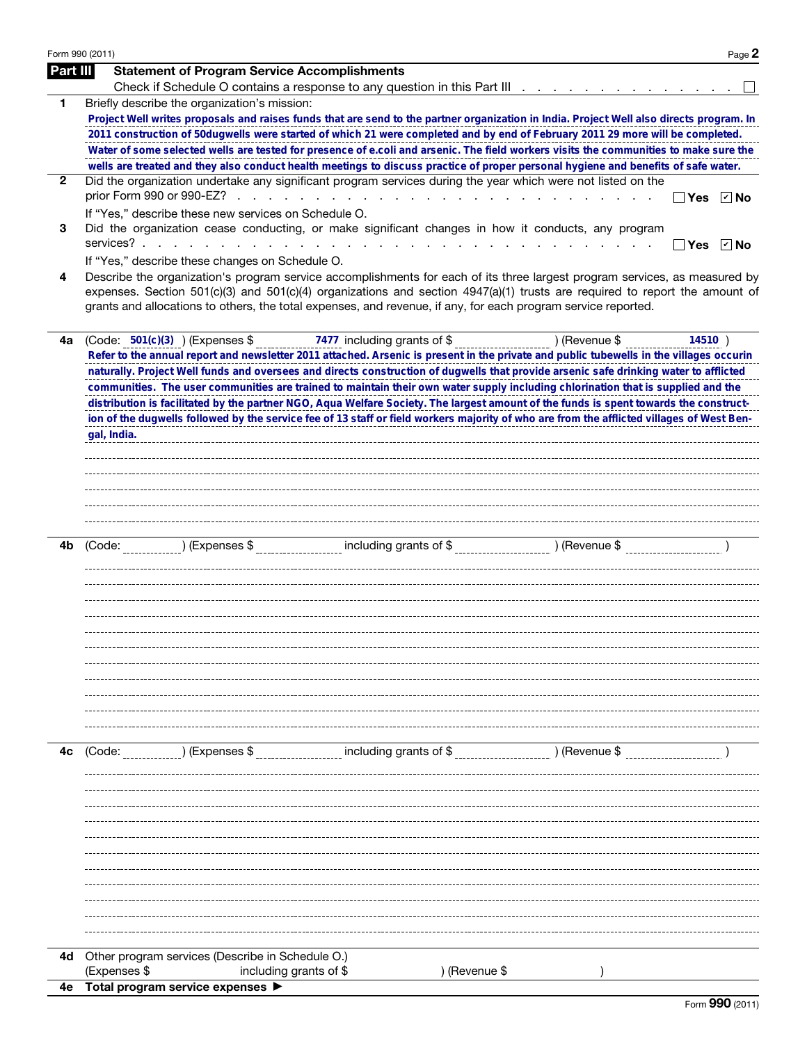Form 990 (2011)

## Part III Statement of Program Service Accomplishments

Check if Schedule O contains a response to any question in this Part III . . . . . . . . . . . . . . . . ☐

**1** Briefly describe the organization's mission:

Project Well writes proposals and raises funds that are send to the partner organization in India. Project Well also directs program. In 2011 construction of 50dugwells were started of which 21 were completed and by end of February 2011 29 more will be completed. Water of some selected wells are tested for presence of e.coli and arsenic. The field workers visits the communities to make sure the wells are treated and they also conduct health meetings to discuss practice of proper personal hygiene and benefits of safe water.

**2** Did the organization undertake any significant program services during the year which were not listed on the prior Form 990 or 990-EZ? . . . . . . . . . . . . . . . . . . . . . . . . . . ☐ Yes ☑ No

If "Yes," describe these new services on Schedule O.

**3** Did the organization cease conducting, or make significant changes in how it conducts, any program services? . . . . . . . . . . . . . . . . . . . . . . . . . . . . . . . . . . ☐ Yes ☑ No

If "Yes," describe these changes on Schedule O.

**4** Describe the organization's program service accomplishments for each of its three largest program services, as measured by expenses. Section 501(c)(3) and 501(c)(4) organizations and section 4947(a)(1) trusts are required to report the amount of grants and allocations to others, the total expenses, and revenue, if any, for each program service reported.

**4a** (Code: 501(c)(3) ) (Expenses $ 7477 including grants of $ ) (Revenue $ 14510 )

Refer to the annual report and newsletter 2011 attached. Arsenic is present in the private and public tubewells in the villages occurin naturally. Project Well funds and oversees and directs construction of dugwells that provide arsenic safe drinking water to afflicted communities. The user communities are trained to maintain their own water supply including chlorination that is supplied and the distribution is facilitated by the partner NGO, Aqua Welfare Society. The largest amount of the funds is spent towards the construction of the dugwells followed by the service fee of 13 staff or field workers majority of who are from the afflicted villages of West Bengal, India.

**4b** (Code: ) (Expenses $ including grants of $ ) (Revenue $ )

**4c** (Code: ) (Expenses $ including grants of $ ) (Revenue $ )

**4d** Other program services (Describe in Schedule O.)
(Expenses $ including grants of $ ) (Revenue $ )

**4e** **Total program service expenses ▶**

Form **990** (2011)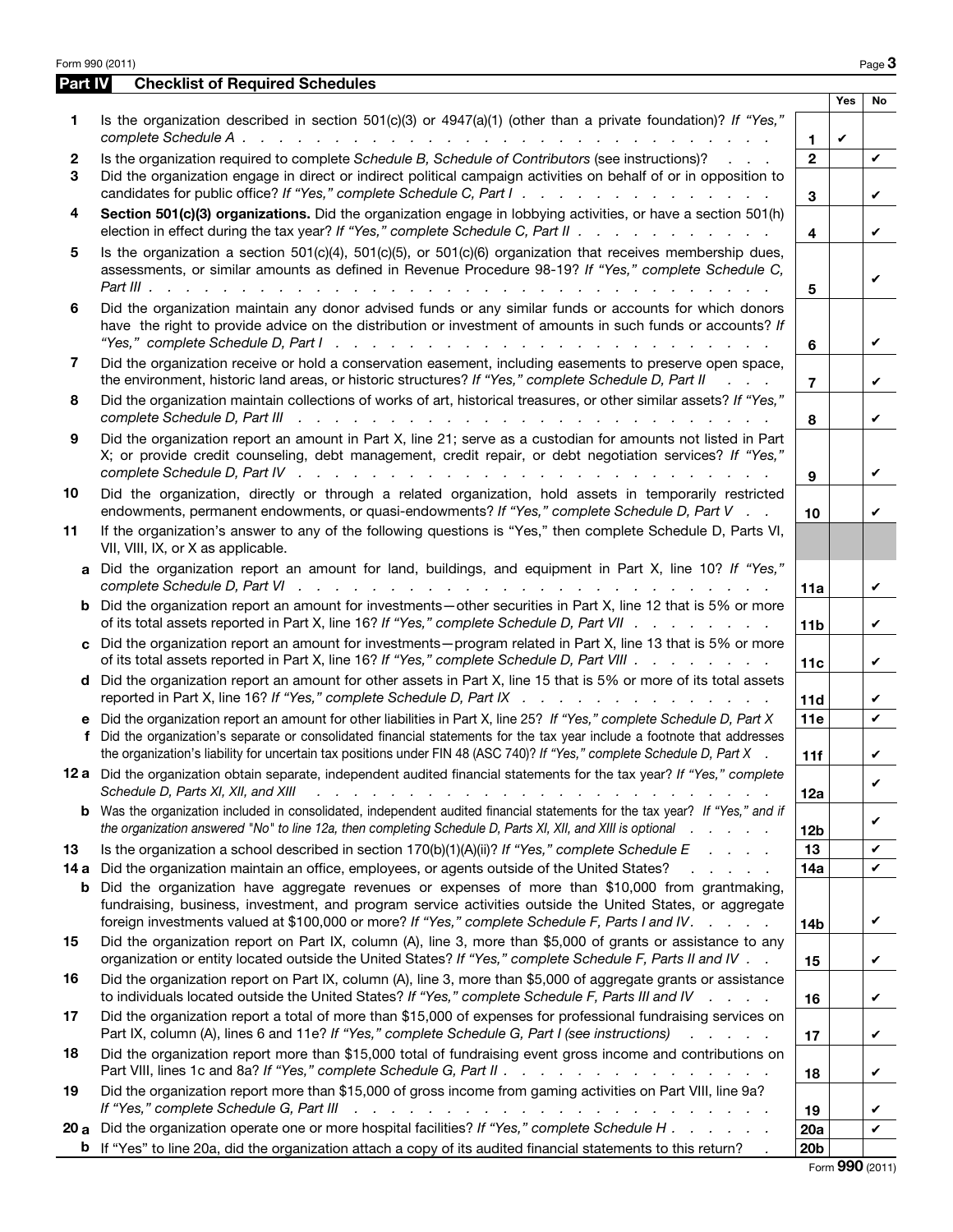## Part IV Checklist of Required Schedules

| | | | Yes | No |
|---|---|---|---|---|
| **1** | Is the organization described in section 501(c)(3) or 4947(a)(1) (other than a private foundation)? *If "Yes," complete Schedule A* | 1 | ✔ | |
| **2** | Is the organization required to complete *Schedule B, Schedule of Contributors* (see instructions)? | 2 | | ✔ |
| **3** | Did the organization engage in direct or indirect political campaign activities on behalf of or in opposition to candidates for public office? *If "Yes," complete Schedule C, Part I* | 3 | | ✔ |
| **4** | **Section 501(c)(3) organizations.** Did the organization engage in lobbying activities, or have a section 501(h) election in effect during the tax year? *If "Yes," complete Schedule C, Part II* | 4 | | ✔ |
| **5** | Is the organization a section 501(c)(4), 501(c)(5), or 501(c)(6) organization that receives membership dues, assessments, or similar amounts as defined in Revenue Procedure 98-19? *If "Yes," complete Schedule C, Part III* | 5 | | ✔ |
| **6** | Did the organization maintain any donor advised funds or any similar funds or accounts for which donors have the right to provide advice on the distribution or investment of amounts in such funds or accounts? *If "Yes," complete Schedule D, Part I* | 6 | | ✔ |
| **7** | Did the organization receive or hold a conservation easement, including easements to preserve open space, the environment, historic land areas, or historic structures? *If "Yes," complete Schedule D, Part II* | 7 | | ✔ |
| **8** | Did the organization maintain collections of works of art, historical treasures, or other similar assets? *If "Yes," complete Schedule D, Part III* | 8 | | ✔ |
| **9** | Did the organization report an amount in Part X, line 21; serve as a custodian for amounts not listed in Part X; or provide credit counseling, debt management, credit repair, or debt negotiation services? *If "Yes," complete Schedule D, Part IV* | 9 | | ✔ |
| **10** | Did the organization, directly or through a related organization, hold assets in temporarily restricted endowments, permanent endowments, or quasi-endowments? *If "Yes," complete Schedule D, Part V* | 10 | | ✔ |
| **11** | If the organization's answer to any of the following questions is "Yes," then complete Schedule D, Parts VI, VII, VIII, IX, or X as applicable. | | | |
| **a** | Did the organization report an amount for land, buildings, and equipment in Part X, line 10? *If "Yes," complete Schedule D, Part VI* | 11a | | ✔ |
| **b** | Did the organization report an amount for investments—other securities in Part X, line 12 that is 5% or more of its total assets reported in Part X, line 16? *If "Yes," complete Schedule D, Part VII* | 11b | | ✔ |
| **c** | Did the organization report an amount for investments—program related in Part X, line 13 that is 5% or more of its total assets reported in Part X, line 16? *If "Yes," complete Schedule D, Part VIII* | 11c | | ✔ |
| **d** | Did the organization report an amount for other assets in Part X, line 15 that is 5% or more of its total assets reported in Part X, line 16? *If "Yes," complete Schedule D, Part IX* | 11d | | ✔ |
| **e** | Did the organization report an amount for other liabilities in Part X, line 25? *If "Yes," complete Schedule D, Part X* | 11e | | ✔ |
| **f** | Did the organization's separate or consolidated financial statements for the tax year include a footnote that addresses the organization's liability for uncertain tax positions under FIN 48 (ASC 740)? *If "Yes," complete Schedule D, Part X* | 11f | | ✔ |
| **12a** | Did the organization obtain separate, independent audited financial statements for the tax year? *If "Yes," complete Schedule D, Parts XI, XII, and XIII* | 12a | | ✔ |
| **b** | Was the organization included in consolidated, independent audited financial statements for the tax year? *If "Yes," and if the organization answered "No" to line 12a, then completing Schedule D, Parts XI, XII, and XIII is optional* | 12b | | ✔ |
| **13** | Is the organization a school described in section 170(b)(1)(A)(ii)? *If "Yes," complete Schedule E* | 13 | | ✔ |
| **14a** | Did the organization maintain an office, employees, or agents outside of the United States? | 14a | | ✔ |
| **b** | Did the organization have aggregate revenues or expenses of more than $10,000 from grantmaking, fundraising, business, investment, and program service activities outside the United States, or aggregate foreign investments valued at $100,000 or more? *If "Yes," complete Schedule F, Parts I and IV* | 14b | | ✔ |
| **15** | Did the organization report on Part IX, column (A), line 3, more than $5,000 of grants or assistance to any organization or entity located outside the United States? *If "Yes," complete Schedule F, Parts II and IV* | 15 | | ✔ |
| **16** | Did the organization report on Part IX, column (A), line 3, more than $5,000 of aggregate grants or assistance to individuals located outside the United States? *If "Yes," complete Schedule F, Parts III and IV* | 16 | | ✔ |
| **17** | Did the organization report a total of more than $15,000 of expenses for professional fundraising services on Part IX, column (A), lines 6 and 11e? *If "Yes," complete Schedule G, Part I (see instructions)* | 17 | | ✔ |
| **18** | Did the organization report more than $15,000 total of fundraising event gross income and contributions on Part VIII, lines 1c and 8a? *If "Yes," complete Schedule G, Part II* | 18 | | ✔ |
| **19** | Did the organization report more than $15,000 of gross income from gaming activities on Part VIII, line 9a? *If "Yes," complete Schedule G, Part III* | 19 | | ✔ |
| **20a** | Did the organization operate one or more hospital facilities? *If "Yes," complete Schedule H* | 20a | | ✔ |
| **b** | If "Yes" to line 20a, did the organization attach a copy of its audited financial statements to this return? | 20b | | |

Form **990** (2011)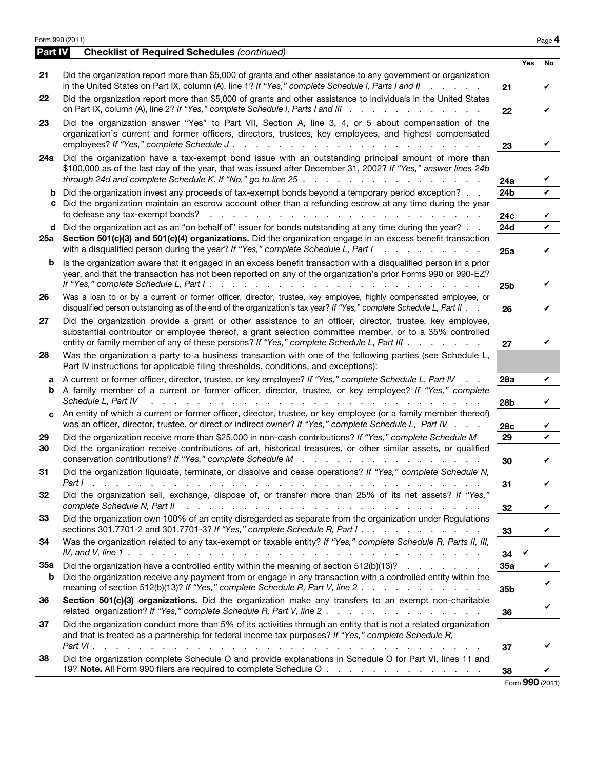## Part IV Checklist of Required Schedules *(continued)*

| | | | Yes | No |
|---|---|---|---|---|
| 21 | Did the organization report more than $5,000 of grants and other assistance to any government or organization in the United States on Part IX, column (A), line 1? *If "Yes," complete Schedule I, Parts I and II* | 21 | | ✔ |
| 22 | Did the organization report more than $5,000 of grants and other assistance to individuals in the United States on Part IX, column (A), line 2? *If "Yes," complete Schedule I, Parts I and III* | 22 | | ✔ |
| 23 | Did the organization answer "Yes" to Part VII, Section A, line 3, 4, or 5 about compensation of the organization's current and former officers, directors, trustees, key employees, and highest compensated employees? *If "Yes," complete Schedule J* | 23 | | ✔ |
| 24a | Did the organization have a tax-exempt bond issue with an outstanding principal amount of more than $100,000 as of the last day of the year, that was issued after December 31, 2002? *If "Yes," answer lines 24b through 24d and complete Schedule K. If "No," go to line 25* | 24a | | ✔ |
| b | Did the organization invest any proceeds of tax-exempt bonds beyond a temporary period exception? | 24b | | ✔ |
| c | Did the organization maintain an escrow account other than a refunding escrow at any time during the year to defease any tax-exempt bonds? | 24c | | ✔ |
| d | Did the organization act as an "on behalf of" issuer for bonds outstanding at any time during the year? | 24d | | ✔ |
| 25a | **Section 501(c)(3) and 501(c)(4) organizations.** Did the organization engage in an excess benefit transaction with a disqualified person during the year? *If "Yes," complete Schedule L, Part I* | 25a | | ✔ |
| b | Is the organization aware that it engaged in an excess benefit transaction with a disqualified person in a prior year, and that the transaction has not been reported on any of the organization's prior Forms 990 or 990-EZ? *If "Yes," complete Schedule L, Part I* | 25b | | ✔ |
| 26 | Was a loan to or by a current or former officer, director, trustee, key employee, highly compensated employee, or disqualified person outstanding as of the end of the organization's tax year? *If "Yes," complete Schedule L, Part II* | 26 | | ✔ |
| 27 | Did the organization provide a grant or other assistance to an officer, director, trustee, key employee, substantial contributor or employee thereof, a grant selection committee member, or to a 35% controlled entity or family member of any of these persons? *If "Yes," complete Schedule L, Part III* | 27 | | ✔ |
| 28 | Was the organization a party to a business transaction with one of the following parties (see Schedule L, Part IV instructions for applicable filing thresholds, conditions, and exceptions): | | | |
| a | A current or former officer, director, trustee, or key employee? *If "Yes," complete Schedule L, Part IV* | 28a | | ✔ |
| b | A family member of a current or former officer, director, trustee, or key employee? *If "Yes," complete Schedule L, Part IV* | 28b | | ✔ |
| c | An entity of which a current or former officer, director, trustee, or key employee (or a family member thereof) was an officer, director, trustee, or direct or indirect owner? *If "Yes," complete Schedule L, Part IV* | 28c | | ✔ |
| 29 | Did the organization receive more than $25,000 in non-cash contributions? *If "Yes," complete Schedule M* | 29 | | ✔ |
| 30 | Did the organization receive contributions of art, historical treasures, or other similar assets, or qualified conservation contributions? *If "Yes," complete Schedule M* | 30 | | ✔ |
| 31 | Did the organization liquidate, terminate, or dissolve and cease operations? *If "Yes," complete Schedule N, Part I* | 31 | | ✔ |
| 32 | Did the organization sell, exchange, dispose of, or transfer more than 25% of its net assets? *If "Yes," complete Schedule N, Part II* | 32 | | ✔ |
| 33 | Did the organization own 100% of an entity disregarded as separate from the organization under Regulations sections 301.7701-2 and 301.7701-3? *If "Yes," complete Schedule R, Part I* | 33 | | ✔ |
| 34 | Was the organization related to any tax-exempt or taxable entity? *If "Yes," complete Schedule R, Parts II, III, IV, and V, line 1* | 34 | ✔ | |
| 35a | Did the organization have a controlled entity within the meaning of section 512(b)(13)? | 35a | | ✔ |
| b | Did the organization receive any payment from or engage in any transaction with a controlled entity within the meaning of section 512(b)(13)? *If "Yes," complete Schedule R, Part V, line 2* | 35b | | ✔ |
| 36 | **Section 501(c)(3) organizations.** Did the organization make any transfers to an exempt non-charitable related organization? *If "Yes," complete Schedule R, Part V, line 2* | 36 | | ✔ |
| 37 | Did the organization conduct more than 5% of its activities through an entity that is not a related organization and that is treated as a partnership for federal income tax purposes? *If "Yes," complete Schedule R, Part VI* | 37 | | ✔ |
| 38 | Did the organization complete Schedule O and provide explanations in Schedule O for Part VI, lines 11 and 19? **Note.** All Form 990 filers are required to complete Schedule O | 38 | | ✔ |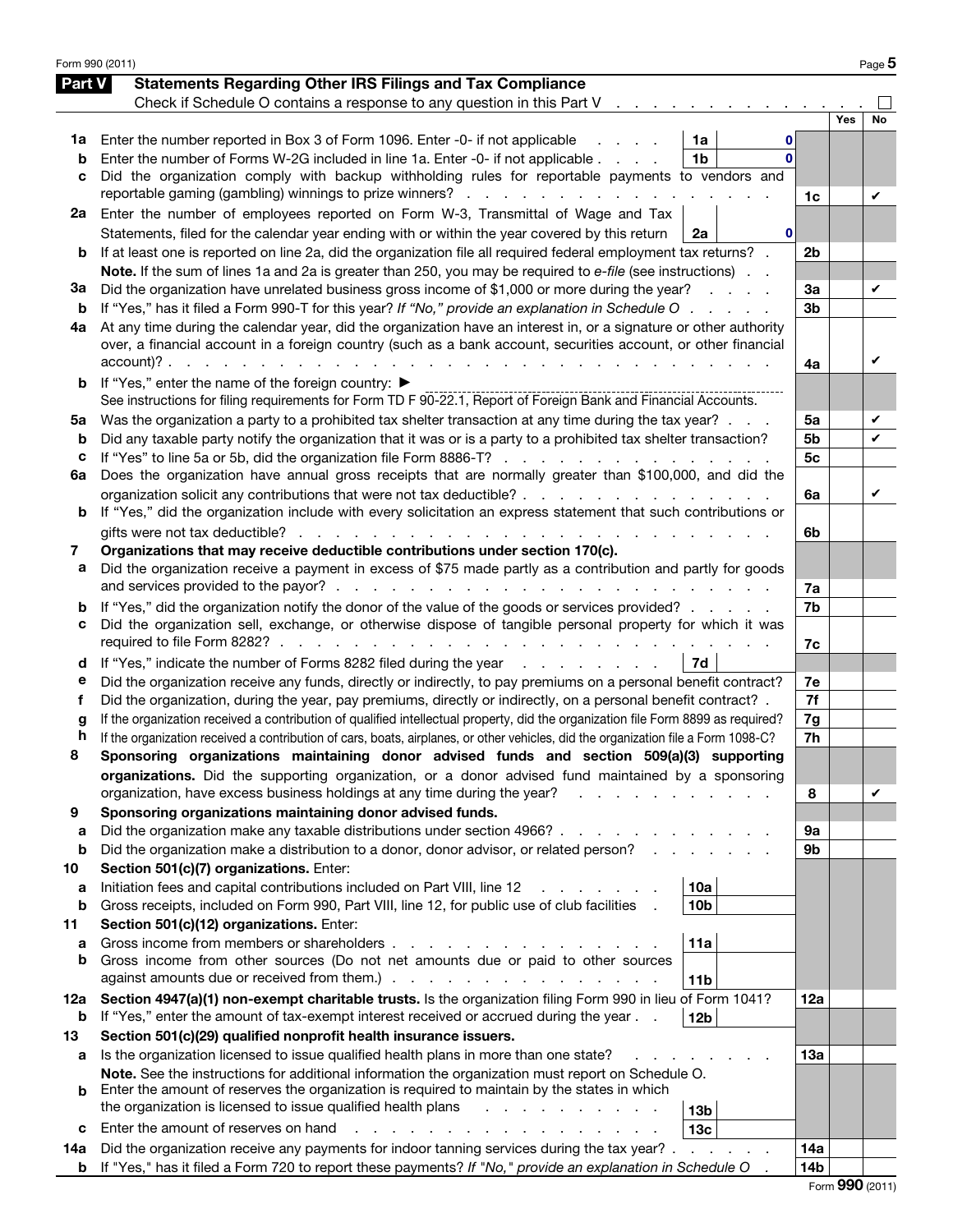## Part V Statements Regarding Other IRS Filings and Tax Compliance

Check if Schedule O contains a response to any question in this Part V ☐

| | | | | | Yes | No |
|---|---|---|---|---|---|---|
| **1a** | Enter the number reported in Box 3 of Form 1096. Enter -0- if not applicable | 1a | 0 | | | |
| **b** | Enter the number of Forms W-2G included in line 1a. Enter -0- if not applicable | 1b | 0 | | | |
| **c** | Did the organization comply with backup withholding rules for reportable payments to vendors and reportable gaming (gambling) winnings to prize winners? | | | 1c | | ✔ |
| **2a** | Enter the number of employees reported on Form W-3, Transmittal of Wage and Tax Statements, filed for the calendar year ending with or within the year covered by this return | 2a | 0 | | | |
| **b** | If at least one is reported on line 2a, did the organization file all required federal employment tax returns? | | | 2b | | |
| | **Note.** If the sum of lines 1a and 2a is greater than 250, you may be required to *e-file* (see instructions) | | | | | |
| **3a** | Did the organization have unrelated business gross income of $1,000 or more during the year? | | | 3a | | ✔ |
| **b** | If "Yes," has it filed a Form 990-T for this year? *If "No," provide an explanation in Schedule O* | | | 3b | | |
| **4a** | At any time during the calendar year, did the organization have an interest in, or a signature or other authority over, a financial account in a foreign country (such as a bank account, securities account, or other financial account)? | | | 4a | | ✔ |
| **b** | If "Yes," enter the name of the foreign country: ▶<br>See instructions for filing requirements for Form TD F 90-22.1, Report of Foreign Bank and Financial Accounts. | | | | | |
| **5a** | Was the organization a party to a prohibited tax shelter transaction at any time during the tax year? | | | 5a | | ✔ |
| **b** | Did any taxable party notify the organization that it was or is a party to a prohibited tax shelter transaction? | | | 5b | | ✔ |
| **c** | If "Yes" to line 5a or 5b, did the organization file Form 8886-T? | | | 5c | | |
| **6a** | Does the organization have annual gross receipts that are normally greater than $100,000, and did the organization solicit any contributions that were not tax deductible? | | | 6a | | ✔ |
| **b** | If "Yes," did the organization include with every solicitation an express statement that such contributions or gifts were not tax deductible? | | | 6b | | |
| **7** | **Organizations that may receive deductible contributions under section 170(c).** | | | | | |
| **a** | Did the organization receive a payment in excess of $75 made partly as a contribution and partly for goods and services provided to the payor? | | | 7a | | |
| **b** | If "Yes," did the organization notify the donor of the value of the goods or services provided? | | | 7b | | |
| **c** | Did the organization sell, exchange, or otherwise dispose of tangible personal property for which it was required to file Form 8282? | | | 7c | | |
| **d** | If "Yes," indicate the number of Forms 8282 filed during the year | 7d | | | | |
| **e** | Did the organization receive any funds, directly or indirectly, to pay premiums on a personal benefit contract? | | | 7e | | |
| **f** | Did the organization, during the year, pay premiums, directly or indirectly, on a personal benefit contract? | | | 7f | | |
| **g** | If the organization received a contribution of qualified intellectual property, did the organization file Form 8899 as required? | | | 7g | | |
| **h** | If the organization received a contribution of cars, boats, airplanes, or other vehicles, did the organization file a Form 1098-C? | | | 7h | | |
| **8** | **Sponsoring organizations maintaining donor advised funds and section 509(a)(3) supporting organizations.** Did the supporting organization, or a donor advised fund maintained by a sponsoring organization, have excess business holdings at any time during the year? | | | 8 | | ✔ |
| **9** | **Sponsoring organizations maintaining donor advised funds.** | | | | | |
| **a** | Did the organization make any taxable distributions under section 4966? | | | 9a | | |
| **b** | Did the organization make a distribution to a donor, donor advisor, or related person? | | | 9b | | |
| **10** | **Section 501(c)(7) organizations.** Enter: | | | | | |
| **a** | Initiation fees and capital contributions included on Part VIII, line 12 | 10a | | | | |
| **b** | Gross receipts, included on Form 990, Part VIII, line 12, for public use of club facilities | 10b | | | | |
| **11** | **Section 501(c)(12) organizations.** Enter: | | | | | |
| **a** | Gross income from members or shareholders | 11a | | | | |
| **b** | Gross income from other sources (Do not net amounts due or paid to other sources against amounts due or received from them.) | 11b | | | | |
| **12a** | **Section 4947(a)(1) non-exempt charitable trusts.** Is the organization filing Form 990 in lieu of Form 1041? | | | 12a | | |
| **b** | If "Yes," enter the amount of tax-exempt interest received or accrued during the year | 12b | | | | |
| **13** | **Section 501(c)(29) qualified nonprofit health insurance issuers.** | | | | | |
| **a** | Is the organization licensed to issue qualified health plans in more than one state?<br>**Note.** See the instructions for additional information the organization must report on Schedule O. | | | 13a | | |
| **b** | Enter the amount of reserves the organization is required to maintain by the states in which the organization is licensed to issue qualified health plans | 13b | | | | |
| **c** | Enter the amount of reserves on hand | 13c | | | | |
| **14a** | Did the organization receive any payments for indoor tanning services during the tax year? | | | 14a | | |
| **b** | If "Yes," has it filed a Form 720 to report these payments? *If "No," provide an explanation in Schedule O* | | | 14b | | |

Form **990** (2011)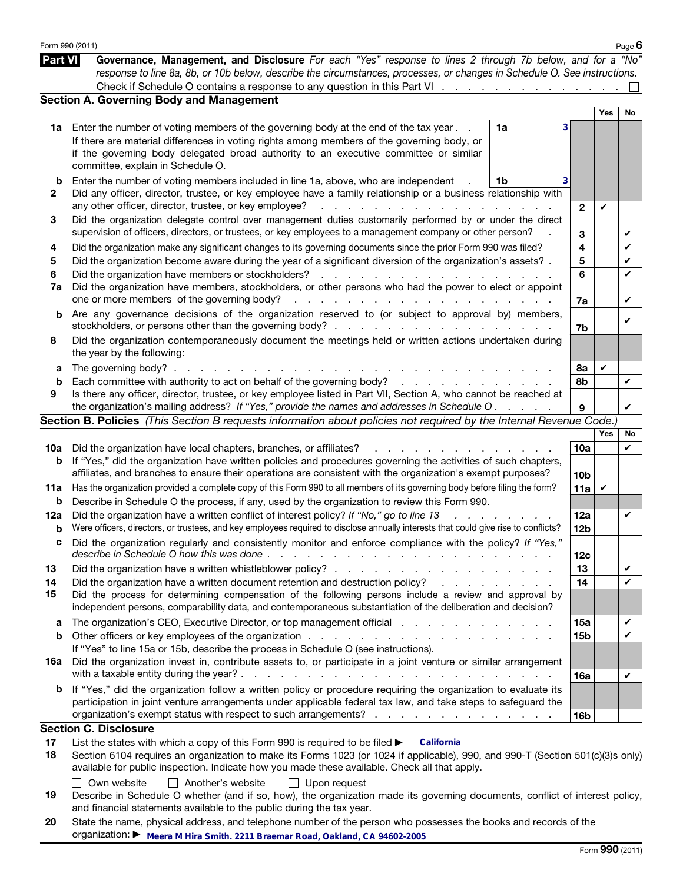## Part VI Governance, Management, and Disclosure

*For each "Yes" response to lines 2 through 7b below, and for a "No" response to line 8a, 8b, or 10b below, describe the circumstances, processes, or changes in Schedule O. See instructions.*

Check if Schedule O contains a response to any question in this Part VI . . . ☐

### Section A. Governing Body and Management

| | | | | Yes | No |
|---|---|---|---|---|---|
| **1a** | Enter the number of voting members of the governing body at the end of the tax year . . 1a: 3. If there are material differences in voting rights among members of the governing body, or if the governing body delegated broad authority to an executive committee or similar committee, explain in Schedule O. | | | | |
| **b** | Enter the number of voting members included in line 1a, above, who are independent . 1b: 3 | | | | |
| **2** | Did any officer, director, trustee, or key employee have a family relationship or a business relationship with any other officer, director, trustee, or key employee? | | 2 | ✔ | |
| **3** | Did the organization delegate control over management duties customarily performed by or under the direct supervision of officers, directors, or trustees, or key employees to a management company or other person? | | 3 | | ✔ |
| **4** | Did the organization make any significant changes to its governing documents since the prior Form 990 was filed? | | 4 | | ✔ |
| **5** | Did the organization become aware during the year of a significant diversion of the organization's assets? | | 5 | | ✔ |
| **6** | Did the organization have members or stockholders? | | 6 | | ✔ |
| **7a** | Did the organization have members, stockholders, or other persons who had the power to elect or appoint one or more members of the governing body? | | 7a | | ✔ |
| **b** | Are any governance decisions of the organization reserved to (or subject to approval by) members, stockholders, or persons other than the governing body? | | 7b | | ✔ |
| **8** | Did the organization contemporaneously document the meetings held or written actions undertaken during the year by the following: | | | | |
| **a** | The governing body? | | 8a | ✔ | |
| **b** | Each committee with authority to act on behalf of the governing body? | | 8b | | ✔ |
| **9** | Is there any officer, director, trustee, or key employee listed in Part VII, Section A, who cannot be reached at the organization's mailing address? *If "Yes," provide the names and addresses in Schedule O* | | 9 | | ✔ |

### Section B. Policies *(This Section B requests information about policies not required by the Internal Revenue Code.)*

| | | | Yes | No |
|---|---|---|---|---|
| **10a** | Did the organization have local chapters, branches, or affiliates? | 10a | | ✔ |
| **b** | If "Yes," did the organization have written policies and procedures governing the activities of such chapters, affiliates, and branches to ensure their operations are consistent with the organization's exempt purposes? | 10b | | |
| **11a** | Has the organization provided a complete copy of this Form 990 to all members of its governing body before filing the form? | 11a | ✔ | |
| **b** | Describe in Schedule O the process, if any, used by the organization to review this Form 990. | | | |
| **12a** | Did the organization have a written conflict of interest policy? *If "No," go to line 13* | 12a | | ✔ |
| **b** | Were officers, directors, or trustees, and key employees required to disclose annually interests that could give rise to conflicts? | 12b | | |
| **c** | Did the organization regularly and consistently monitor and enforce compliance with the policy? *If "Yes," describe in Schedule O how this was done* | 12c | | |
| **13** | Did the organization have a written whistleblower policy? | 13 | | ✔ |
| **14** | Did the organization have a written document retention and destruction policy? | 14 | | ✔ |
| **15** | Did the process for determining compensation of the following persons include a review and approval by independent persons, comparability data, and contemporaneous substantiation of the deliberation and decision? | | | |
| **a** | The organization's CEO, Executive Director, or top management official | 15a | | ✔ |
| **b** | Other officers or key employees of the organization | 15b | | ✔ |
| | If "Yes" to line 15a or 15b, describe the process in Schedule O (see instructions). | | | |
| **16a** | Did the organization invest in, contribute assets to, or participate in a joint venture or similar arrangement with a taxable entity during the year? | 16a | | ✔ |
| **b** | If "Yes," did the organization follow a written policy or procedure requiring the organization to evaluate its participation in joint venture arrangements under applicable federal tax law, and take steps to safeguard the organization's exempt status with respect to such arrangements? | 16b | | |

### Section C. Disclosure

**17** List the states with which a copy of this Form 990 is required to be filed ▶ California

**18** Section 6104 requires an organization to make its Forms 1023 (or 1024 if applicable), 990, and 990-T (Section 501(c)(3)s only) available for public inspection. Indicate how you made these available. Check all that apply.

☐ Own website ☐ Another's website ☐ Upon request

**19** Describe in Schedule O whether (and if so, how), the organization made its governing documents, conflict of interest policy, and financial statements available to the public during the tax year.

**20** State the name, physical address, and telephone number of the person who possesses the books and records of the organization: ▶ Meera M Hira Smith. 2211 Braemar Road, Oakland, CA 94602-2005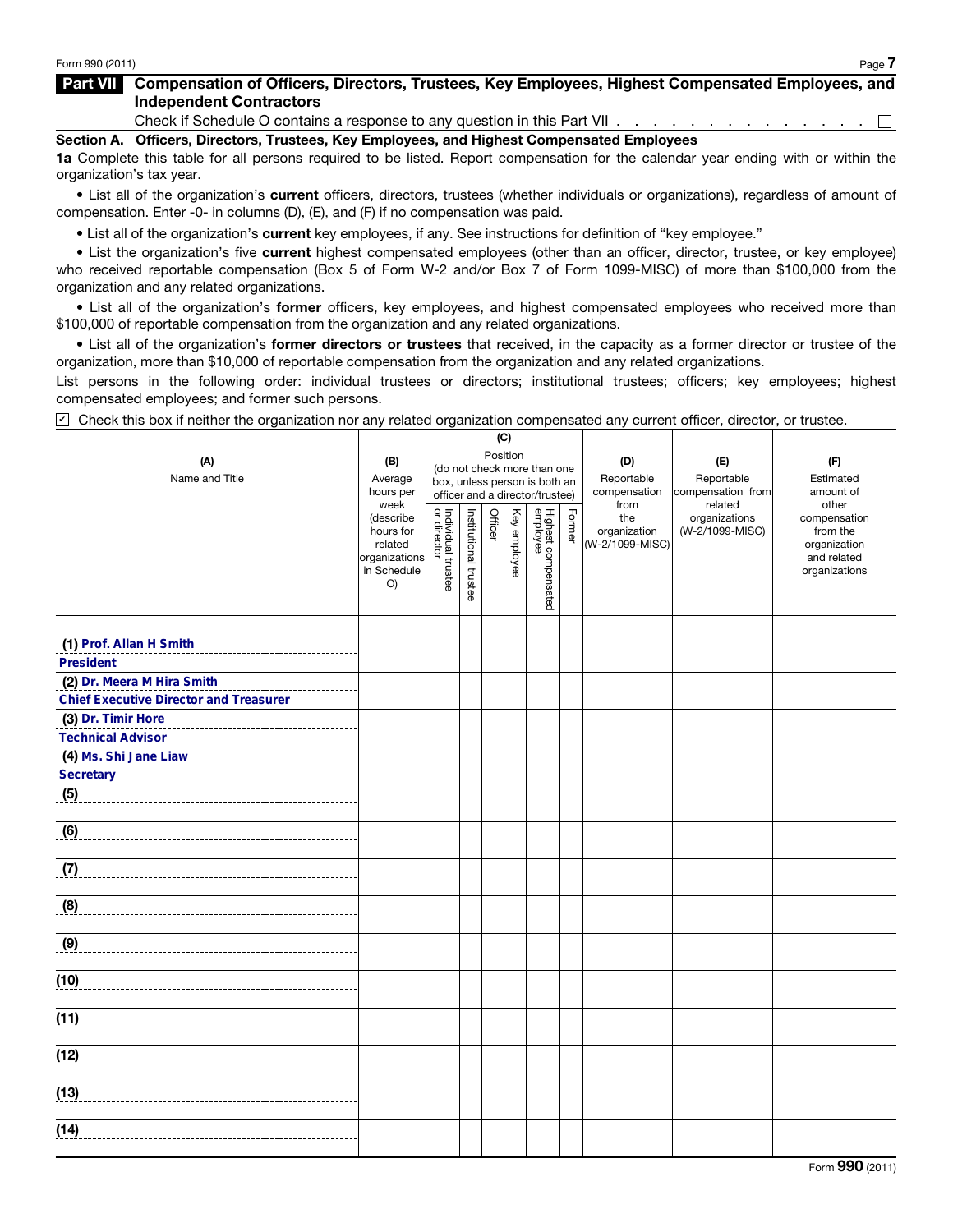## Part VII Compensation of Officers, Directors, Trustees, Key Employees, Highest Compensated Employees, and Independent Contractors

Check if Schedule O contains a response to any question in this Part VII . . . . . . . . . . . . . . . . ☐

### Section A. Officers, Directors, Trustees, Key Employees, and Highest Compensated Employees

**1a** Complete this table for all persons required to be listed. Report compensation for the calendar year ending with or within the organization's tax year.

- List all of the organization's **current** officers, directors, trustees (whether individuals or organizations), regardless of amount of compensation. Enter -0- in columns (D), (E), and (F) if no compensation was paid.
- List all of the organization's **current** key employees, if any. See instructions for definition of "key employee."
- List the organization's five **current** highest compensated employees (other than an officer, director, trustee, or key employee) who received reportable compensation (Box 5 of Form W-2 and/or Box 7 of Form 1099-MISC) of more than $100,000 from the organization and any related organizations.
- List all of the organization's **former** officers, key employees, and highest compensated employees who received more than $100,000 of reportable compensation from the organization and any related organizations.
- List all of the organization's **former directors or trustees** that received, in the capacity as a former director or trustee of the organization, more than $10,000 of reportable compensation from the organization and any related organizations.

List persons in the following order: individual trustees or directors; institutional trustees; officers; key employees; highest compensated employees; and former such persons.

☑ Check this box if neither the organization nor any related organization compensated any current officer, director, or trustee.

| (A) Name and Title | (B) Average hours per week (describe hours for related organizations in Schedule O) | (C) Position (do not check more than one box, unless person is both an officer and a director/trustee) | | | | | | (D) Reportable compensation from the organization (W-2/1099-MISC) | (E) Reportable compensation from related organizations (W-2/1099-MISC) | (F) Estimated amount of other compensation from the organization and related organizations |
|---|---|---|---|---|---|---|---|---|---|---|
| | | Individual trustee or director | Institutional trustee | Officer | Key employee | Highest compensated employee | Former | | | |
| (1) Prof. Allan H Smith<br>President | | | | | | | | | | |
| (2) Dr. Meera M Hira Smith<br>Chief Executive Director and Treasurer | | | | | | | | | | |
| (3) Dr. Timir Hore<br>Technical Advisor | | | | | | | | | | |
| (4) Ms. Shi Jane Liaw<br>Secretary | | | | | | | | | | |
| (5) | | | | | | | | | | |
| (6) | | | | | | | | | | |
| (7) | | | | | | | | | | |
| (8) | | | | | | | | | | |
| (9) | | | | | | | | | | |
| (10) | | | | | | | | | | |
| (11) | | | | | | | | | | |
| (12) | | | | | | | | | | |
| (13) | | | | | | | | | | |
| (14) | | | | | | | | | | |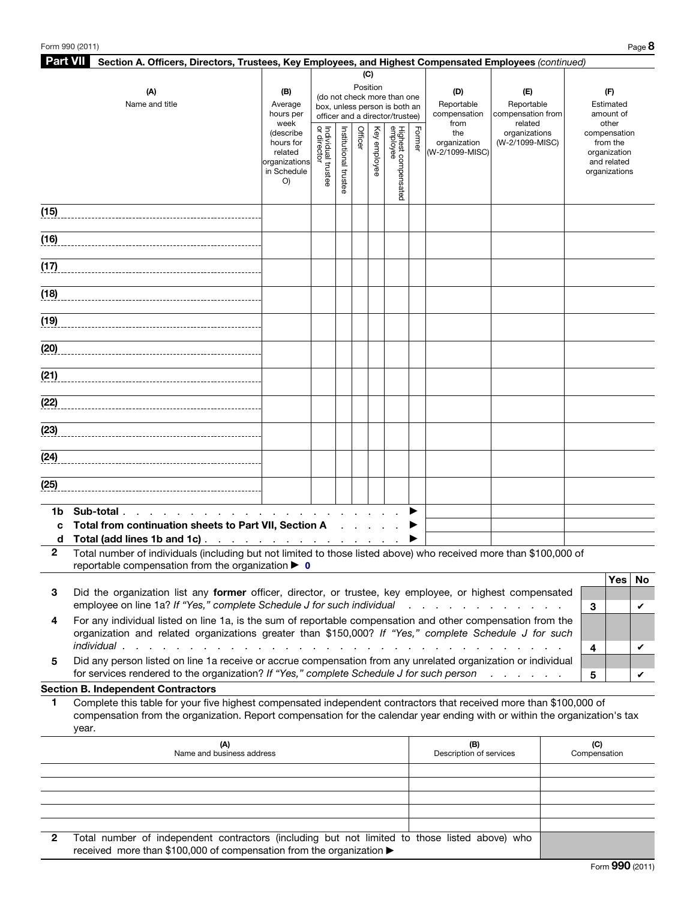## Part VII Section A. Officers, Directors, Trustees, Key Employees, and Highest Compensated Employees *(continued)*

| (A) Name and title | (B) Average hours per week (describe hours for related organizations in Schedule O) | (C) Position (do not check more than one box, unless person is both an officer and a director/trustee) | | | | | | (D) Reportable compensation from the organization (W-2/1099-MISC) | (E) Reportable compensation from related organizations (W-2/1099-MISC) | (F) Estimated amount of other compensation from the organization and related organizations |
|---|---|---|---|---|---|---|---|---|---|---|
| | | Individual trustee or director | Institutional trustee | Officer | Key employee | Highest compensated employee | Former | | | |
| (15) | | | | | | | | | | |
| (16) | | | | | | | | | | |
| (17) | | | | | | | | | | |
| (18) | | | | | | | | | | |
| (19) | | | | | | | | | | |
| (20) | | | | | | | | | | |
| (21) | | | | | | | | | | |
| (22) | | | | | | | | | | |
| (23) | | | | | | | | | | |
| (24) | | | | | | | | | | |
| (25) | | | | | | | | | | |

| | | | | |
|---|---|---|---|---|
| **1b** | **Sub-total** . . . . . . . . . . . . . . . . . . . . ▶ | | | |
| **c** | **Total from continuation sheets to Part VII, Section A** . . . . . . ▶ | | | |
| **d** | **Total (add lines 1b and 1c)** . . . . . . . . . . . . . . . . ▶ | | | |

**2** Total number of individuals (including but not limited to those listed above) who received more than $100,000 of reportable compensation from the organization ▶ 0

| | | | Yes | No |
|---|---|---|---|---|
| **3** | Did the organization list any **former** officer, director, or trustee, key employee, or highest compensated employee on line 1a? *If "Yes," complete Schedule J for such individual* . . . . . . . . . . . . . | 3 | | ✔ |
| **4** | For any individual listed on line 1a, is the sum of reportable compensation and other compensation from the organization and related organizations greater than $150,000? *If "Yes," complete Schedule J for such individual* . . . . . . . . . . . . . . . . . . . . . . . . . . . . . . | 4 | | ✔ |
| **5** | Did any person listed on line 1a receive or accrue compensation from any unrelated organization or individual for services rendered to the organization? *If "Yes," complete Schedule J for such person* . . . . . . | 5 | | ✔ |

### Section B. Independent Contractors

**1** Complete this table for your five highest compensated independent contractors that received more than $100,000 of compensation from the organization. Report compensation for the calendar year ending with or within the organization's tax year.

| (A) Name and business address | (B) Description of services | (C) Compensation |
|---|---|---|
| | | |
| | | |
| | | |
| | | |
| | | |

**2** Total number of independent contractors (including but not limited to those listed above) who received more than $100,000 of compensation from the organization ▶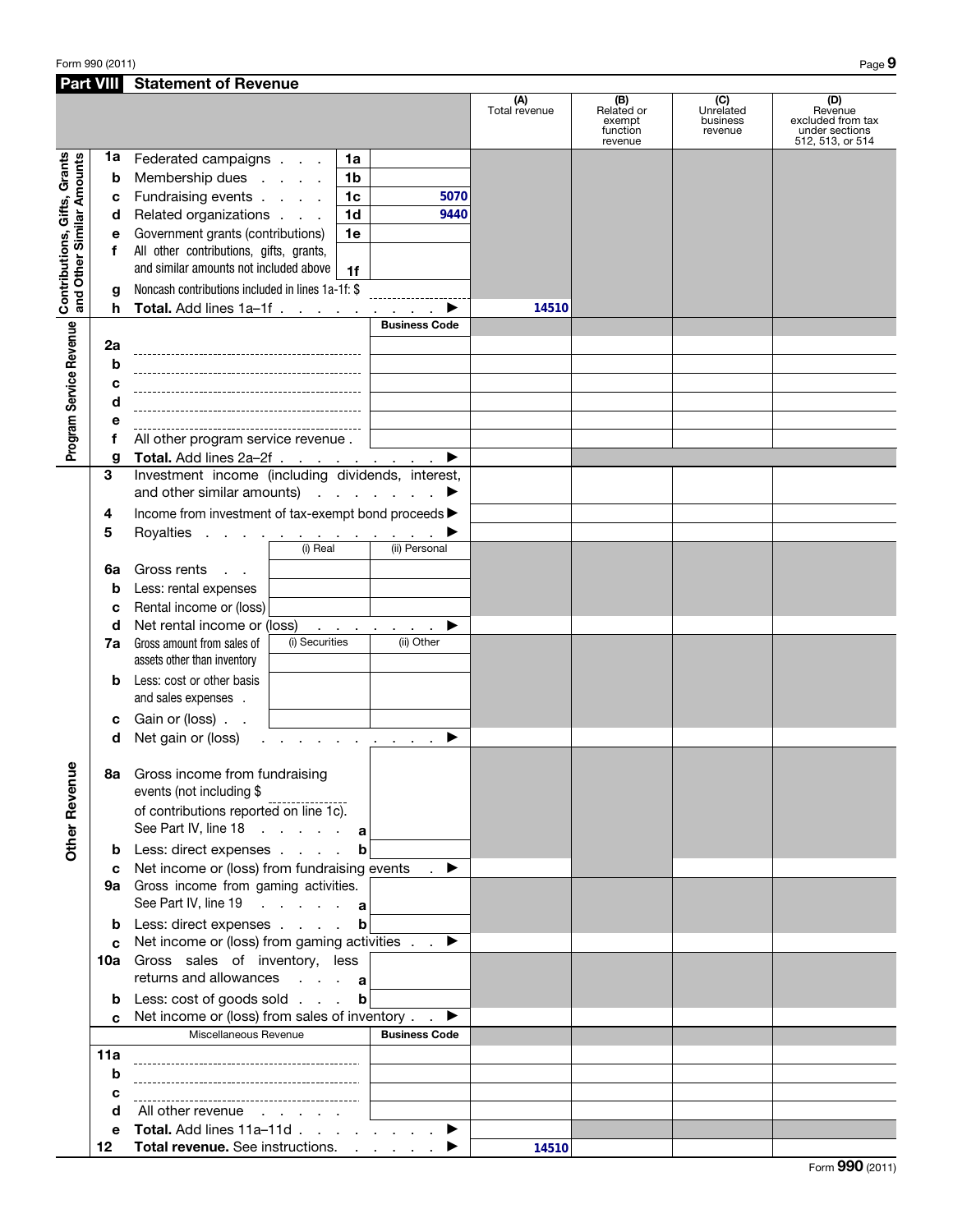## Part VIII Statement of Revenue

| | | | | (A) Total revenue | (B) Related or exempt function revenue | (C) Unrelated business revenue | (D) Revenue excluded from tax under sections 512, 513, or 514 |
|---|---|---|---|---|---|---|---|
| **Contributions, Gifts, Grants and Other Similar Amounts** | | | | | | | |
| 1a | Federated campaigns | 1a | | | | | |
| b | Membership dues | 1b | | | | | |
| c | Fundraising events | 1c | 5070 | | | | |
| d | Related organizations | 1d | 9440 | | | | |
| e | Government grants (contributions) | 1e | | | | | |
| f | All other contributions, gifts, grants, and similar amounts not included above | 1f | | | | | |
| g | Noncash contributions included in lines 1a-1f: $ | | | | | | |
| h | **Total.** Add lines 1a–1f ▶ | | | 14510 | | | |
| **Program Service Revenue** | | | Business Code | | | | |
| 2a | | | | | | | |
| b | | | | | | | |
| c | | | | | | | |
| d | | | | | | | |
| e | | | | | | | |
| f | All other program service revenue | | | | | | |
| g | **Total.** Add lines 2a–2f ▶ | | | | | | |
| **Other Revenue** | | | | | | | |
| 3 | Investment income (including dividends, interest, and other similar amounts) ▶ | | | | | | |
| 4 | Income from investment of tax-exempt bond proceeds ▶ | | | | | | |
| 5 | Royalties ▶ | | | | | | |
| | | (i) Real | (ii) Personal | | | | |
| 6a | Gross rents | | | | | | |
| b | Less: rental expenses | | | | | | |
| c | Rental income or (loss) | | | | | | |
| d | Net rental income or (loss) ▶ | | | | | | |
| | | (i) Securities | (ii) Other | | | | |
| 7a | Gross amount from sales of assets other than inventory | | | | | | |
| b | Less: cost or other basis and sales expenses | | | | | | |
| c | Gain or (loss) | | | | | | |
| d | Net gain or (loss) ▶ | | | | | | |
| 8a | Gross income from fundraising events (not including $ of contributions reported on line 1c). See Part IV, line 18 | a | | | | | |
| b | Less: direct expenses | b | | | | | |
| c | Net income or (loss) from fundraising events ▶ | | | | | | |
| 9a | Gross income from gaming activities. See Part IV, line 19 | a | | | | | |
| b | Less: direct expenses | b | | | | | |
| c | Net income or (loss) from gaming activities ▶ | | | | | | |
| 10a | Gross sales of inventory, less returns and allowances | a | | | | | |
| b | Less: cost of goods sold | b | | | | | |
| c | Net income or (loss) from sales of inventory ▶ | | | | | | |
| | Miscellaneous Revenue | | Business Code | | | | |
| 11a | | | | | | | |
| b | | | | | | | |
| c | | | | | | | |
| d | All other revenue | | | | | | |
| e | **Total.** Add lines 11a–11d ▶ | | | | | | |
| 12 | **Total revenue.** See instructions. ▶ | | | 14510 | | | |

Form **990** (2011)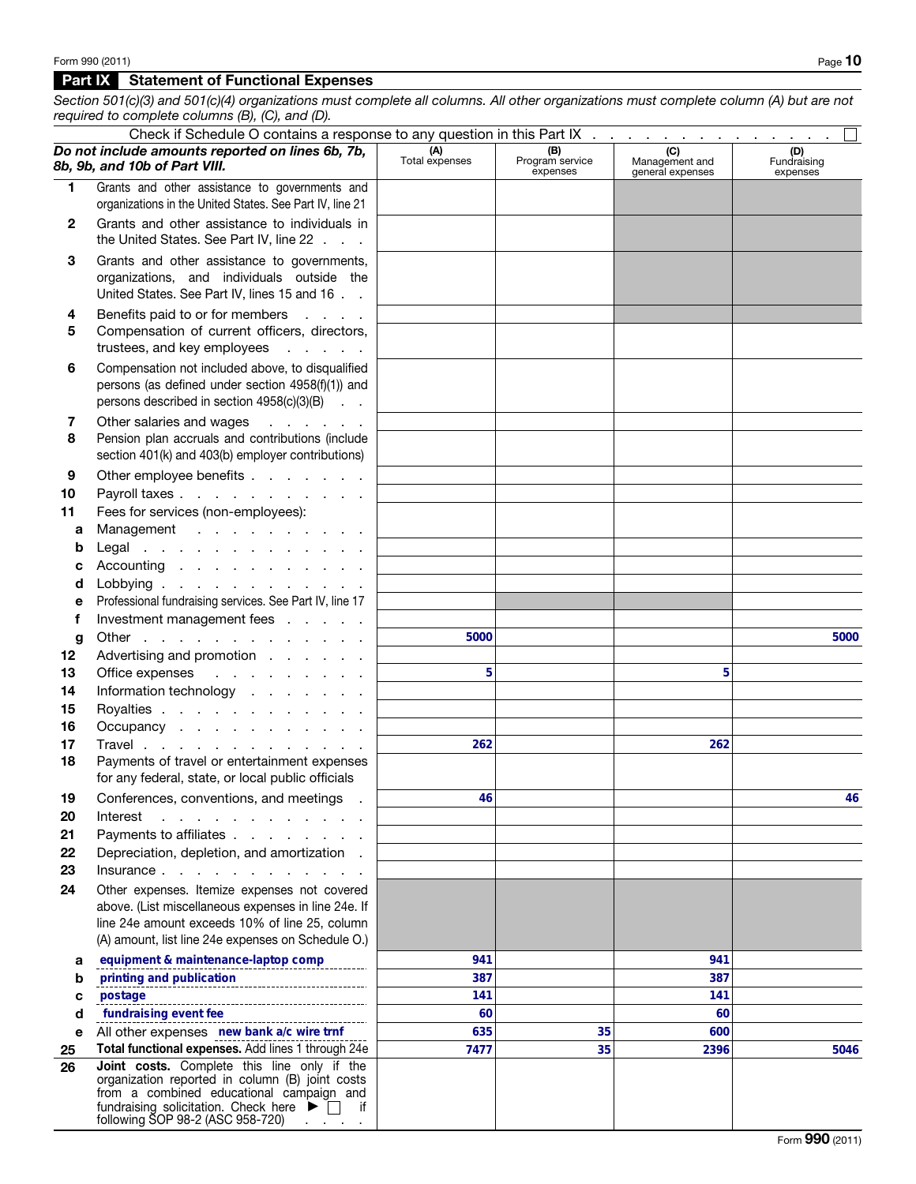## Part IX Statement of Functional Expenses

*Section 501(c)(3) and 501(c)(4) organizations must complete all columns. All other organizations must complete column (A) but are not required to complete columns (B), (C), and (D).*

Check if Schedule O contains a response to any question in this Part IX . . . . . . . . . . . . . . ☐

| *Do not include amounts reported on lines 6b, 7b, 8b, 9b, and 10b of Part VIII.* | (A) Total expenses | (B) Program service expenses | (C) Management and general expenses | (D) Fundraising expenses |
|---|---|---|---|---|
| 1 Grants and other assistance to governments and organizations in the United States. See Part IV, line 21 | | | | |
| 2 Grants and other assistance to individuals in the United States. See Part IV, line 22 | | | | |
| 3 Grants and other assistance to governments, organizations, and individuals outside the United States. See Part IV, lines 15 and 16 | | | | |
| 4 Benefits paid to or for members | | | | |
| 5 Compensation of current officers, directors, trustees, and key employees | | | | |
| 6 Compensation not included above, to disqualified persons (as defined under section 4958(f)(1)) and persons described in section 4958(c)(3)(B) | | | | |
| 7 Other salaries and wages | | | | |
| 8 Pension plan accruals and contributions (include section 401(k) and 403(b) employer contributions) | | | | |
| 9 Other employee benefits | | | | |
| 10 Payroll taxes | | | | |
| 11 Fees for services (non-employees): | | | | |
| a Management | | | | |
| b Legal | | | | |
| c Accounting | | | | |
| d Lobbying | | | | |
| e Professional fundraising services. See Part IV, line 17 | | | | |
| f Investment management fees | | | | |
| g Other | 5000 | | | 5000 |
| 12 Advertising and promotion | | | | |
| 13 Office expenses | 5 | | 5 | |
| 14 Information technology | | | | |
| 15 Royalties | | | | |
| 16 Occupancy | | | | |
| 17 Travel | 262 | | 262 | |
| 18 Payments of travel or entertainment expenses for any federal, state, or local public officials | | | | |
| 19 Conferences, conventions, and meetings | 46 | | | 46 |
| 20 Interest | | | | |
| 21 Payments to affiliates | | | | |
| 22 Depreciation, depletion, and amortization | | | | |
| 23 Insurance | | | | |
| 24 Other expenses. Itemize expenses not covered above. (List miscellaneous expenses in line 24e. If line 24e amount exceeds 10% of line 25, column (A) amount, list line 24e expenses on Schedule O.) | | | | |
| a equipment & maintenance-laptop comp | 941 | | 941 | |
| b printing and publication | 387 | | 387 | |
| c postage | 141 | | 141 | |
| d fundraising event fee | 60 | | 60 | |
| e All other expenses new bank a/c wire trnf | 635 | 35 | 600 | |
| 25 **Total functional expenses.** Add lines 1 through 24e | 7477 | 35 | 2396 | 5046 |
| 26 **Joint costs.** Complete this line only if the organization reported in column (B) joint costs from a combined educational campaign and fundraising solicitation. Check here ▶ ☐ if following SOP 98-2 (ASC 958-720) | | | | |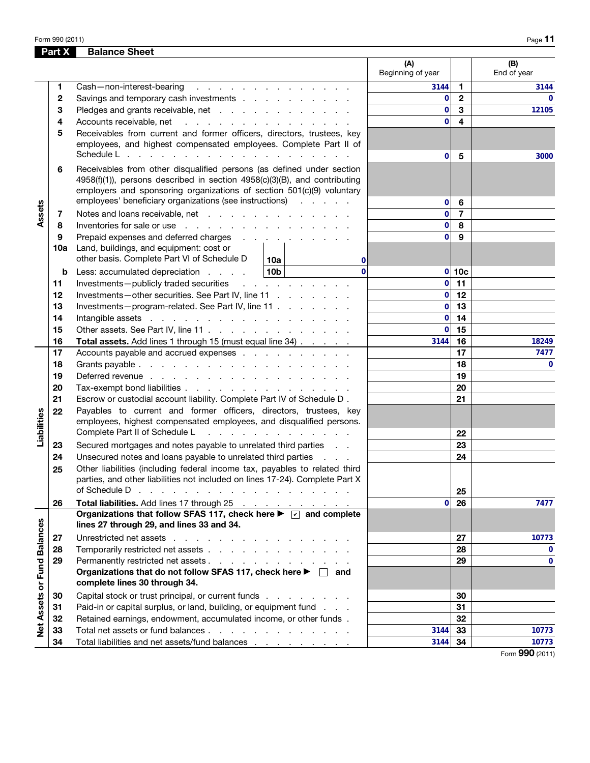## Part X Balance Sheet

| | | | (A) Beginning of year | | (B) End of year |
|---|---|---|---|---|---|
| **Assets** | 1 | Cash—non-interest-bearing | 3144 | 1 | 3144 |
| | 2 | Savings and temporary cash investments | 0 | 2 | 0 |
| | 3 | Pledges and grants receivable, net | 0 | 3 | 12105 |
| | 4 | Accounts receivable, net | 0 | 4 | |
| | 5 | Receivables from current and former officers, directors, trustees, key employees, and highest compensated employees. Complete Part II of Schedule L | 0 | 5 | 3000 |
| | 6 | Receivables from other disqualified persons (as defined under section 4958(f)(1)), persons described in section 4958(c)(3)(B), and contributing employers and sponsoring organizations of section 501(c)(9) voluntary employees' beneficiary organizations (see instructions) | 0 | 6 | |
| | 7 | Notes and loans receivable, net | 0 | 7 | |
| | 8 | Inventories for sale or use | 0 | 8 | |
| | 9 | Prepaid expenses and deferred charges | 0 | 9 | |
| | 10a | Land, buildings, and equipment: cost or other basis. Complete Part VI of Schedule D — 10a: 0 | | | |
| | b | Less: accumulated depreciation — 10b: 0 | 0 | 10c | |
| | 11 | Investments—publicly traded securities | 0 | 11 | |
| | 12 | Investments—other securities. See Part IV, line 11 | 0 | 12 | |
| | 13 | Investments—program-related. See Part IV, line 11 | 0 | 13 | |
| | 14 | Intangible assets | 0 | 14 | |
| | 15 | Other assets. See Part IV, line 11 | 0 | 15 | |
| | 16 | **Total assets.** Add lines 1 through 15 (must equal line 34) | 3144 | 16 | 18249 |
| **Liabilities** | 17 | Accounts payable and accrued expenses | | 17 | 7477 |
| | 18 | Grants payable | | 18 | 0 |
| | 19 | Deferred revenue | | 19 | |
| | 20 | Tax-exempt bond liabilities | | 20 | |
| | 21 | Escrow or custodial account liability. Complete Part IV of Schedule D | | 21 | |
| | 22 | Payables to current and former officers, directors, trustees, key employees, highest compensated employees, and disqualified persons. Complete Part II of Schedule L | | 22 | |
| | 23 | Secured mortgages and notes payable to unrelated third parties | | 23 | |
| | 24 | Unsecured notes and loans payable to unrelated third parties | | 24 | |
| | 25 | Other liabilities (including federal income tax, payables to related third parties, and other liabilities not included on lines 17-24). Complete Part X of Schedule D | | 25 | |
| | 26 | **Total liabilities.** Add lines 17 through 25 | 0 | 26 | 7477 |
| **Net Assets or Fund Balances** | | **Organizations that follow SFAS 117, check here ▶ ☑ and complete lines 27 through 29, and lines 33 and 34.** | | | |
| | 27 | Unrestricted net assets | | 27 | 10773 |
| | 28 | Temporarily restricted net assets | | 28 | 0 |
| | 29 | Permanently restricted net assets | | 29 | 0 |
| | | **Organizations that do not follow SFAS 117, check here ▶ ☐ and complete lines 30 through 34.** | | | |
| | 30 | Capital stock or trust principal, or current funds | | 30 | |
| | 31 | Paid-in or capital surplus, or land, building, or equipment fund | | 31 | |
| | 32 | Retained earnings, endowment, accumulated income, or other funds | | 32 | |
| | 33 | Total net assets or fund balances | 3144 | 33 | 10773 |
| | 34 | Total liabilities and net assets/fund balances | 3144 | 34 | 10773 |

Form 990 (2011)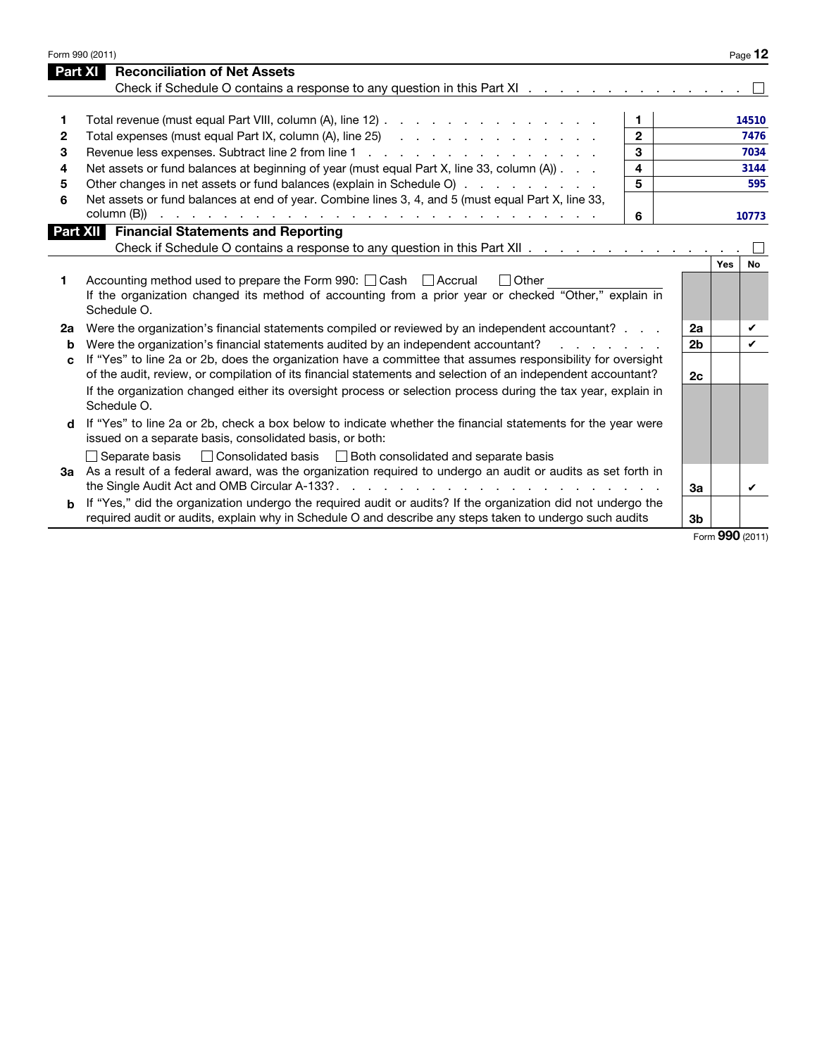## Part XI Reconciliation of Net Assets

Check if Schedule O contains a response to any question in this Part XI . . . . . . . . . . . . . . . ☐

| | | | |
|---|---|---|---|
| 1 | Total revenue (must equal Part VIII, column (A), line 12) | 1 | 14510 |
| 2 | Total expenses (must equal Part IX, column (A), line 25) | 2 | 7476 |
| 3 | Revenue less expenses. Subtract line 2 from line 1 | 3 | 7034 |
| 4 | Net assets or fund balances at beginning of year (must equal Part X, line 33, column (A)) | 4 | 3144 |
| 5 | Other changes in net assets or fund balances (explain in Schedule O) | 5 | 595 |
| 6 | Net assets or fund balances at end of year. Combine lines 3, 4, and 5 (must equal Part X, line 33, column (B)) | 6 | 10773 |

## Part XII Financial Statements and Reporting

Check if Schedule O contains a response to any question in this Part XII . . . . . . . . . . . . . . ☐

| | | | Yes | No |
|---|---|---|---|---|
| 1 | Accounting method used to prepare the Form 990: ☐ Cash ☐ Accrual ☐ Other ______<br>If the organization changed its method of accounting from a prior year or checked "Other," explain in Schedule O. | | | |
| 2a | Were the organization's financial statements compiled or reviewed by an independent accountant? | 2a | | ✔ |
| b | Were the organization's financial statements audited by an independent accountant? | 2b | | ✔ |
| c | If "Yes" to line 2a or 2b, does the organization have a committee that assumes responsibility for oversight of the audit, review, or compilation of its financial statements and selection of an independent accountant? | 2c | | |
| | If the organization changed either its oversight process or selection process during the tax year, explain in Schedule O. | | | |
| d | If "Yes" to line 2a or 2b, check a box below to indicate whether the financial statements for the year were issued on a separate basis, consolidated basis, or both:<br>☐ Separate basis ☐ Consolidated basis ☐ Both consolidated and separate basis | | | |
| 3a | As a result of a federal award, was the organization required to undergo an audit or audits as set forth in the Single Audit Act and OMB Circular A-133? | 3a | | ✔ |
| b | If "Yes," did the organization undergo the required audit or audits? If the organization did not undergo the required audit or audits, explain why in Schedule O and describe any steps taken to undergo such audits | 3b | | |

Form **990** (2011)